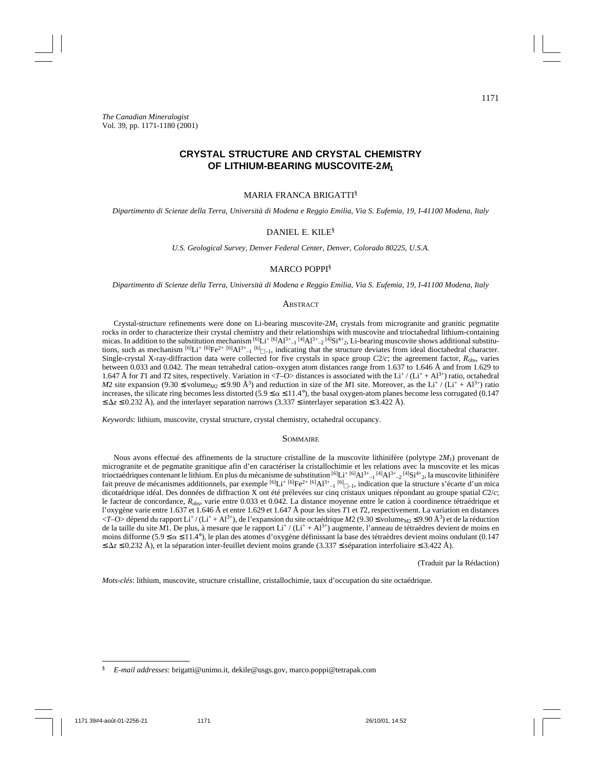*The Canadian Mineralogist*
Vol. 39, pp. 1171-1180 (2001)

# CRYSTAL STRUCTURE AND CRYSTAL CHEMISTRY OF LITHIUM-BEARING MUSCOVITE-2$M_1$

MARIA FRANCA BRIGATTI[§]

*Dipartimento di Scienze della Terra, Università di Modena e Reggio Emilia, Via S. Eufemia, 19, I-41100 Modena, Italy*

DANIEL E. KILE[§]

*U.S. Geological Survey, Denver Federal Center, Denver, Colorado 80225, U.S.A.*

MARCO POPPI[§]

*Dipartimento di Scienze della Terra, Università di Modena e Reggio Emilia, Via S. Eufemia, 19, I-41100 Modena, Italy*

## Abstract

Crystal-structure refinements were done on Li-bearing muscovite-2$M_1$ crystals from microgranite and granitic pegmatite rocks in order to characterize their crystal chemistry and their relationships with muscovite and trioctahedral lithium-containing micas. In addition to the substitution mechanism $^{[6]}Li^{+}\,^{[6]}Al^{3+}_{-1}\,^{[4]}Al^{3+}_{-2}\,^{[4]}Si^{4+}_{2}$, Li-bearing muscovite shows additional substitutions, such as mechanism $^{[6]}Li^{+}\,^{[6]}Fe^{2+}\,^{[6]}Al^{3+}_{-1}\,^{[6]}\square_{-1}$, indicating that the structure deviates from ideal dioctahedral character. Single-crystal X-ray-diffraction data were collected for five crystals in space group $C2/c$; the agreement factor, $R_{obs}$, varies between 0.033 and 0.042. The mean tetrahedral cation–oxygen atom distances range from 1.637 to 1.646 Å and from 1.629 to 1.647 Å for *T*1 and *T*2 sites, respectively. Variation in <*T*–O> distances is associated with the $Li^{+} / (Li^{+} + Al^{3+})$ ratio, octahedral *M*2 site expansion ($9.30 \leq \text{volume}_{M2} \leq 9.90$ Å$^3$) and reduction in size of the *M*1 site. Moreover, as the $Li^{+} / (Li^{+} + Al^{3+})$ ratio increases, the silicate ring becomes less distorted ($5.9 \leq \alpha \leq 11.4°$), the basal oxygen-atom planes become less corrugated ($0.147 \leq \Delta z \leq 0.232$ Å), and the interlayer separation narrows ($3.337 \leq$ interlayer separation $\leq 3.422$ Å).

*Keywords*: lithium, muscovite, crystal structure, crystal chemistry, octahedral occupancy.

## Sommaire

Nous avons effectué des affinements de la structure cristalline de la muscovite lithinifère (polytype 2$M_1$) provenant de microgranite et de pegmatite granitique afin d'en caractériser la cristallochimie et les relations avec la muscovite et les micas trioctaédriques contenant le lithium. En plus du mécanisme de substitution $^{[6]}Li^{+}\,^{[6]}Al^{3+}_{-1}\,^{[4]}Al^{3+}_{-2}\,^{[4]}Si^{4+}_{2}$, la muscovite lithinifère fait preuve de mécanismes additionnels, par exemple $^{[6]}Li^{+}\,^{[6]}Fe^{2+}\,^{[6]}Al^{3+}_{-1}\,^{[6]}\square_{-1}$, indication que la structure s'écarte d'un mica dicotaédrique idéal. Des données de diffraction X ont été prélevées sur cinq cristaux uniques répondant au groupe spatial $C2/c$; le facteur de concordance, $R_{obs}$, varie entre 0.033 et 0.042. La distance moyenne entre le cation à coordinence tétraédrique et l'oxygène varie entre 1.637 et 1.646 Å et entre 1.629 et 1.647 Å pour les sites *T*1 et *T*2, respectivement. La variation en distances <*T*–O> dépend du rapport $Li^{+} / (Li^{+} + Al^{3+})$, de l'expansion du site octaédrique *M*2 ($9.30 \leq \text{volume}_{M2} \leq 9.90$ Å$^3$) et de la réduction de la taille du site *M*1. De plus, à mesure que le rapport $Li^{+} / (Li^{+} + Al^{3+})$ augmente, l'anneau de tétraèdres devient de moins en moins difforme ($5.9 \leq \alpha \leq 11.4°$), le plan des atomes d'oxygène définissant la base des tétraèdres devient moins ondulant ($0.147 \leq \Delta z \leq 0.232$ Å), et la séparation inter-feuillet devient moins grande ($3.337 \leq$ séparation interfoliaire $\leq 3.422$ Å).

(Traduit par la Rédaction)

*Mots-clés*: lithium, muscovite, structure cristalline, cristallochimie, taux d'occupation du site octaédrique.

---

[§] *E-mail addresses*: brigatti@unimo.it, dekile@usgs.gov, marco.poppi@tetrapak.com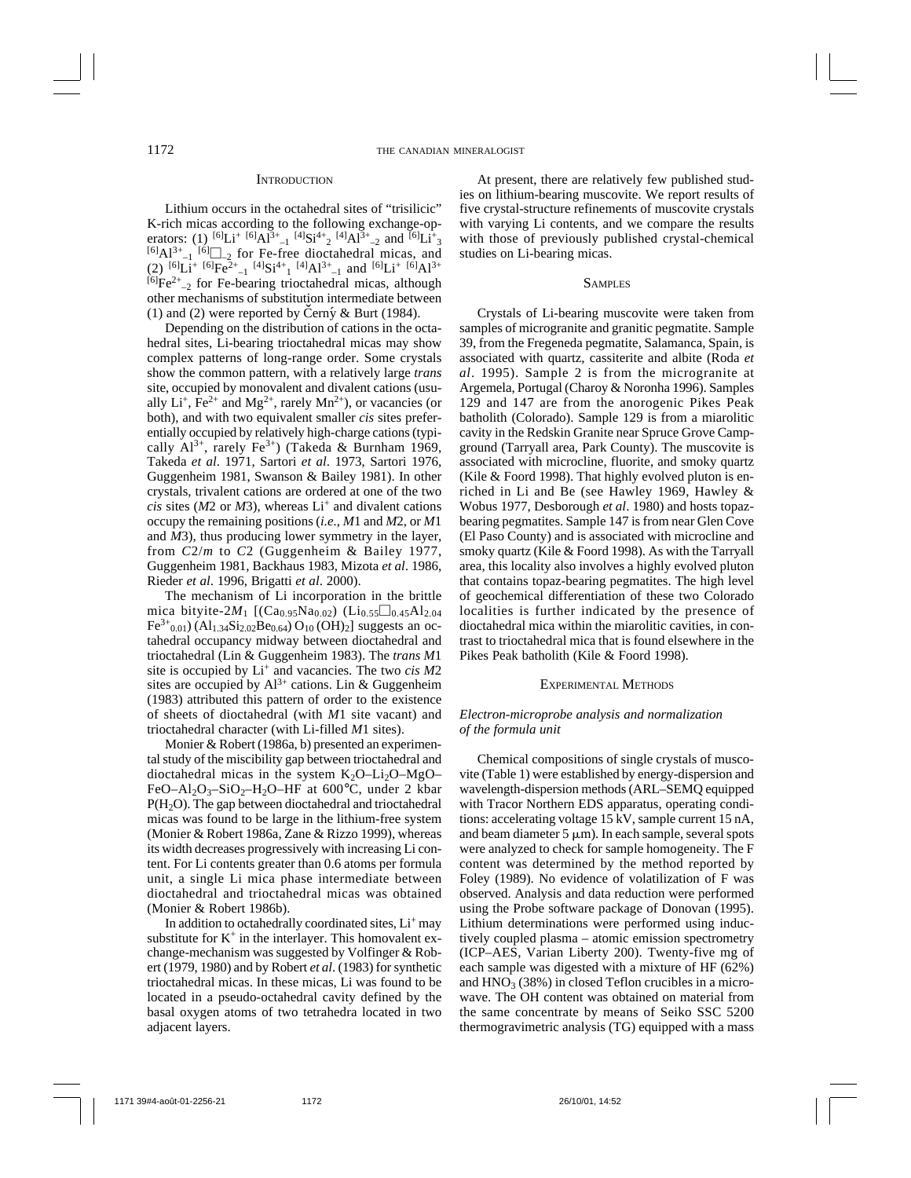## Introduction

Lithium occurs in the octahedral sites of "trisilicic" K-rich micas according to the following exchange-operators: (1) $^{[6]}Li^{+}$ $^{[6]}Al^{3+}_{-1}$ $^{[4]}Si^{4+}_{2}$ $^{[4]}Al^{3+}_{-2}$ and $^{[6]}Li^{+}_{3}$ $^{[6]}Al^{3+}_{-1}$ $^{[6]}\square_{-2}$ for Fe-free dioctahedral micas, and (2) $^{[6]}Li^{+}$ $^{[6]}Fe^{2+}_{-1}$ $^{[4]}Si^{4+}_{1}$ $^{[4]}Al^{3+}_{-1}$ and $^{[6]}Li^{+}$ $^{[6]}Al^{3+}$ $^{[6]}Fe^{2+}_{-2}$ for Fe-bearing trioctahedral micas, although other mechanisms of substitution intermediate between (1) and (2) were reported by Černý & Burt (1984).

Depending on the distribution of cations in the octahedral sites, Li-bearing trioctahedral micas may show complex patterns of long-range order. Some crystals show the common pattern, with a relatively large *trans* site, occupied by monovalent and divalent cations (usually $Li^{+}$, $Fe^{2+}$ and $Mg^{2+}$, rarely $Mn^{2+}$), or vacancies (or both), and with two equivalent smaller *cis* sites preferentially occupied by relatively high-charge cations (typically $Al^{3+}$, rarely $Fe^{3+}$) (Takeda & Burnham 1969, Takeda *et al*. 1971, Sartori *et al*. 1973, Sartori 1976, Guggenheim 1981, Swanson & Bailey 1981). In other crystals, trivalent cations are ordered at one of the two *cis* sites (*M*2 or *M*3), whereas $Li^{+}$ and divalent cations occupy the remaining positions (*i.e.*, *M*1 and *M*2, or *M*1 and *M*3), thus producing lower symmetry in the layer, from *C*2/*m* to *C*2 (Guggenheim & Bailey 1977, Guggenheim 1981, Backhaus 1983, Mizota *et al*. 1986, Rieder *et al*. 1996, Brigatti *et al*. 2000).

The mechanism of Li incorporation in the brittle mica bityite-2$M_1$ [$(Ca_{0.95}Na_{0.02})$ $(Li_{0.55}\square_{0.45}Al_{2.04}$ $Fe^{3+}_{0.01})$ $(Al_{1.34}Si_{2.02}Be_{0.64})$ $O_{10}$ $(OH)_2$] suggests an octahedral occupancy midway between dioctahedral and trioctahedral (Lin & Guggenheim 1983). The *trans M*1 site is occupied by $Li^{+}$ and vacancies. The two *cis M*2 sites are occupied by $Al^{3+}$ cations. Lin & Guggenheim (1983) attributed this pattern of order to the existence of sheets of dioctahedral (with *M*1 site vacant) and trioctahedral character (with Li-filled *M*1 sites).

Monier & Robert (1986a, b) presented an experimental study of the miscibility gap between trioctahedral and dioctahedral micas in the system $K_2O$–$Li_2O$–MgO–FeO–$Al_2O_3$–$SiO_2$–$H_2O$–HF at 600°C, under 2 kbar $P(H_2O)$. The gap between dioctahedral and trioctahedral micas was found to be large in the lithium-free system (Monier & Robert 1986a, Zane & Rizzo 1999), whereas its width decreases progressively with increasing Li content. For Li contents greater than 0.6 atoms per formula unit, a single Li mica phase intermediate between dioctahedral and trioctahedral micas was obtained (Monier & Robert 1986b).

In addition to octahedrally coordinated sites, $Li^{+}$ may substitute for $K^{+}$ in the interlayer. This homovalent exchange-mechanism was suggested by Volfinger & Robert (1979, 1980) and by Robert *et al*. (1983) for synthetic trioctahedral micas. In these micas, Li was found to be located in a pseudo-octahedral cavity defined by the basal oxygen atoms of two tetrahedra located in two adjacent layers.

At present, there are relatively few published studies on lithium-bearing muscovite. We report results of five crystal-structure refinements of muscovite crystals with varying Li contents, and we compare the results with those of previously published crystal-chemical studies on Li-bearing micas.

## Samples

Crystals of Li-bearing muscovite were taken from samples of microgranite and granitic pegmatite. Sample 39, from the Fregeneda pegmatite, Salamanca, Spain, is associated with quartz, cassiterite and albite (Roda *et al*. 1995). Sample 2 is from the microgranite at Argemela, Portugal (Charoy & Noronha 1996). Samples 129 and 147 are from the anorogenic Pikes Peak batholith (Colorado). Sample 129 is from a miarolitic cavity in the Redskin Granite near Spruce Grove Campground (Tarryall area, Park County). The muscovite is associated with microcline, fluorite, and smoky quartz (Kile & Foord 1998). That highly evolved pluton is enriched in Li and Be (see Hawley 1969, Hawley & Wobus 1977, Desborough *et al*. 1980) and hosts topaz-bearing pegmatites. Sample 147 is from near Glen Cove (El Paso County) and is associated with microcline and smoky quartz (Kile & Foord 1998). As with the Tarryall area, this locality also involves a highly evolved pluton that contains topaz-bearing pegmatites. The high level of geochemical differentiation of these two Colorado localities is further indicated by the presence of dioctahedral mica within the miarolitic cavities, in contrast to trioctahedral mica that is found elsewhere in the Pikes Peak batholith (Kile & Foord 1998).

## Experimental Methods

### *Electron-microprobe analysis and normalization of the formula unit*

Chemical compositions of single crystals of muscovite (Table 1) were established by energy-dispersion and wavelength-dispersion methods (ARL–SEMQ equipped with Tracor Northern EDS apparatus, operating conditions: accelerating voltage 15 kV, sample current 15 nA, and beam diameter 5 μm). In each sample, several spots were analyzed to check for sample homogeneity. The F content was determined by the method reported by Foley (1989). No evidence of volatilization of F was observed. Analysis and data reduction were performed using the Probe software package of Donovan (1995). Lithium determinations were performed using inductively coupled plasma – atomic emission spectrometry (ICP–AES, Varian Liberty 200). Twenty-five mg of each sample was digested with a mixture of HF (62%) and $HNO_3$ (38%) in closed Teflon crucibles in a microwave. The OH content was obtained on material from the same concentrate by means of Seiko SSC 5200 thermogravimetric analysis (TG) equipped with a mass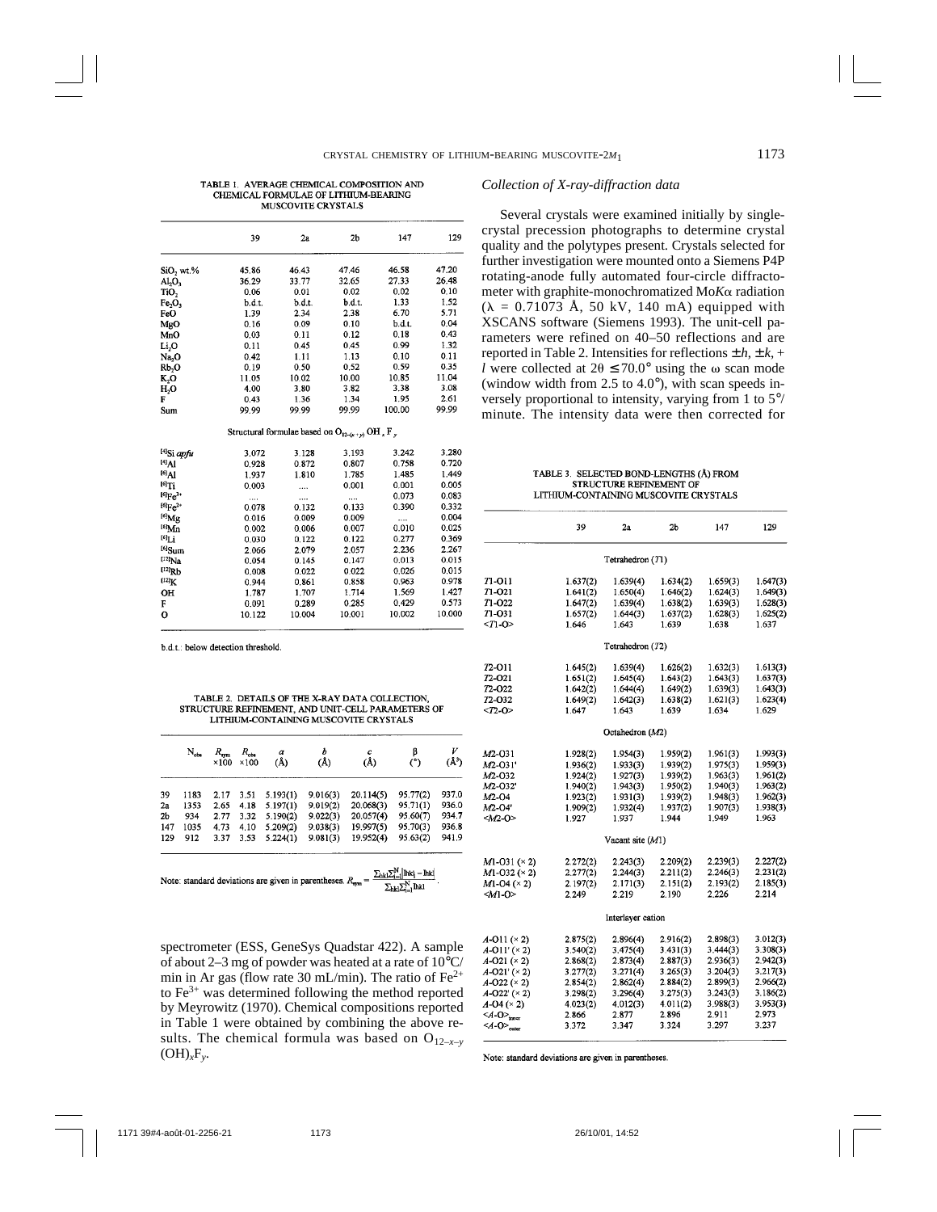TABLE 1. AVERAGE CHEMICAL COMPOSITION AND CHEMICAL FORMULAE OF LITHIUM-BEARING MUSCOVITE CRYSTALS

| | 39 | 2a | 2b | 147 | 129 |
|---|---|---|---|---|---|
| $SiO_2$ wt.% | 45.86 | 46.43 | 47.46 | 46.58 | 47.20 |
| $Al_2O_3$ | 36.29 | 33.77 | 32.65 | 27.33 | 26.48 |
| $TiO_2$ | 0.06 | 0.01 | 0.02 | 0.02 | 0.10 |
| $Fe_2O_3$ | b.d.t. | b.d.t. | b.d.t. | 1.33 | 1.52 |
| FeO | 1.39 | 2.34 | 2.38 | 6.70 | 5.71 |
| MgO | 0.16 | 0.09 | 0.10 | b.d.t. | 0.04 |
| MnO | 0.03 | 0.11 | 0.12 | 0.18 | 0.43 |
| $Li_2O$ | 0.11 | 0.45 | 0.45 | 0.99 | 1.32 |
| $Na_2O$ | 0.42 | 1.11 | 1.13 | 0.10 | 0.11 |
| $Rb_2O$ | 0.19 | 0.50 | 0.52 | 0.59 | 0.35 |
| $K_2O$ | 11.05 | 10.02 | 10.00 | 10.85 | 11.04 |
| $H_2O$ | 4.00 | 3.80 | 3.82 | 3.38 | 3.08 |
| F | 0.43 | 1.36 | 1.34 | 1.95 | 2.61 |
| Sum | 99.99 | 99.99 | 99.99 | 100.00 | 99.99 |
| Structural formulae based on $O_{12-(x+y)}OH_xF_y$ | | | | | |
| $^{[4]}$Si *apfu* | 3.072 | 3.128 | 3.193 | 3.242 | 3.280 |
| $^{[4]}$Al | 0.928 | 0.872 | 0.807 | 0.758 | 0.720 |
| $^{[6]}$Al | 1.937 | 1.810 | 1.785 | 1.485 | 1.449 |
| $^{[6]}$Ti | 0.003 | .... | 0.001 | 0.001 | 0.005 |
| $^{[6]}Fe^{3+}$ | .... | .... | .... | 0.073 | 0.083 |
| $^{[6]}Fe^{2+}$ | 0.078 | 0.132 | 0.133 | 0.390 | 0.332 |
| $^{[6]}$Mg | 0.016 | 0.009 | 0.009 | .... | 0.004 |
| $^{[6]}$Mn | 0.002 | 0.006 | 0.007 | 0.010 | 0.025 |
| $^{[6]}$Li | 0.030 | 0.122 | 0.122 | 0.277 | 0.369 |
| $^{[6]}$Sum | 2.066 | 2.079 | 2.057 | 2.236 | 2.267 |
| $^{[12]}$Na | 0.054 | 0.145 | 0.147 | 0.013 | 0.015 |
| $^{[12]}$Rb | 0.008 | 0.022 | 0.022 | 0.026 | 0.015 |
| $^{[12]}$K | 0.944 | 0.861 | 0.858 | 0.963 | 0.978 |
| OH | 1.787 | 1.707 | 1.714 | 1.569 | 1.427 |
| F | 0.091 | 0.289 | 0.285 | 0.429 | 0.573 |
| O | 10.122 | 10.004 | 10.001 | 10.002 | 10.000 |

b.d.t.: below detection threshold.

TABLE 2. DETAILS OF THE X-RAY DATA COLLECTION, STRUCTURE REFINEMENT, AND UNIT-CELL PARAMETERS OF LITHIUM-CONTAINING MUSCOVITE CRYSTALS

| | $N_{obs}$ | $R_{sym}$ ×100 | $R_{obs}$ ×100 | *a* (Å) | *b* (Å) | *c* (Å) | β (°) | *V* (Å³) |
|---|---|---|---|---|---|---|---|---|
| 39 | 1183 | 2.17 | 3.51 | 5.193(1) | 9.016(3) | 20.114(5) | 95.77(2) | 937.0 |
| 2a | 1353 | 2.65 | 4.18 | 5.197(1) | 9.019(2) | 20.068(3) | 95.71(1) | 936.0 |
| 2b | 934 | 2.77 | 3.32 | 5.190(2) | 9.022(3) | 20.057(4) | 95.60(7) | 934.7 |
| 147 | 1035 | 4.73 | 4.10 | 5.209(2) | 9.038(3) | 19.997(5) | 95.70(3) | 936.8 |
| 129 | 912 | 3.37 | 3.53 | 5.224(1) | 9.081(3) | 19.952(4) | 95.63(2) | 941.9 |

Note: standard deviations are given in parentheses. $R_{sym} = \frac{\sum_{hkl}\sum_{i=1}^{N}|Ihkl_i - \overline{Ihkl}|}{\sum_{hkl}\sum_{i=1}^{N}Ihkl_i}$.

spectrometer (ESS, GeneSys Quadstar 422). A sample of about 2–3 mg of powder was heated at a rate of 10°C/min in Ar gas (flow rate 30 mL/min). The ratio of $Fe^{2+}$ to $Fe^{3+}$ was determined following the method reported by Meyrowitz (1970). Chemical compositions reported in Table 1 were obtained by combining the above results. The chemical formula was based on $O_{12-x-y}(OH)_xF_y$.

*Collection of X-ray-diffraction data*

Several crystals were examined initially by single-crystal precession photographs to determine crystal quality and the polytypes present. Crystals selected for further investigation were mounted onto a Siemens P4P rotating-anode fully automated four-circle diffractometer with graphite-monochromatized Mo*K*α radiation (λ = 0.71073 Å, 50 kV, 140 mA) equipped with XSCANS software (Siemens 1993). The unit-cell parameters were refined on 40–50 reflections and are reported in Table 2. Intensities for reflections ±*h*, ±*k*, +*l* were collected at 2θ ≤ 70.0° using the ω scan mode (window width from 2.5 to 4.0°), with scan speeds inversely proportional to intensity, varying from 1 to 5°/minute. The intensity data were then corrected for

TABLE 3. SELECTED BOND-LENGTHS (Å) FROM STRUCTURE REFINEMENT OF LITHIUM-CONTAINING MUSCOVITE CRYSTALS

| | 39 | 2a | 2b | 147 | 129 |
|---|---|---|---|---|---|
| Tetrahedron (*T*1) | | | | | |
| *T*1-O11 | 1.637(2) | 1.639(4) | 1.634(2) | 1.659(3) | 1.647(3) |
| *T*1-O21 | 1.641(2) | 1.650(4) | 1.646(2) | 1.624(3) | 1.649(3) |
| *T*1-O22 | 1.647(2) | 1.639(4) | 1.638(2) | 1.639(3) | 1.628(3) |
| *T*1-O31 | 1.657(2) | 1.644(3) | 1.637(2) | 1.628(3) | 1.625(2) |
| <*T*1-O> | 1.646 | 1.643 | 1.639 | 1.638 | 1.637 |
| Tetrahedron (*T*2) | | | | | |
| *T*2-O11 | 1.645(2) | 1.639(4) | 1.626(2) | 1.632(3) | 1.613(3) |
| *T*2-O21 | 1.651(2) | 1.645(4) | 1.643(2) | 1.643(3) | 1.637(3) |
| *T*2-O22 | 1.642(2) | 1.644(4) | 1.649(2) | 1.639(3) | 1.643(3) |
| *T*2-O32 | 1.649(2) | 1.642(3) | 1.638(2) | 1.621(3) | 1.623(4) |
| <*T*2-O> | 1.647 | 1.643 | 1.639 | 1.634 | 1.629 |
| Octahedron (*M*2) | | | | | |
| *M*2-O31 | 1.928(2) | 1.954(3) | 1.959(2) | 1.961(3) | 1.993(3) |
| *M*2-O31' | 1.936(2) | 1.933(3) | 1.939(2) | 1.975(3) | 1.959(3) |
| *M*2-O32 | 1.924(2) | 1.927(3) | 1.939(2) | 1.963(3) | 1.961(2) |
| *M*2-O32' | 1.940(2) | 1.943(3) | 1.950(2) | 1.940(3) | 1.963(2) |
| *M*2-O4 | 1.923(2) | 1.931(3) | 1.939(2) | 1.948(3) | 1.962(3) |
| *M*2-O4' | 1.909(2) | 1.932(4) | 1.937(2) | 1.907(3) | 1.938(3) |
| <*M*2-O> | 1.927 | 1.937 | 1.944 | 1.949 | 1.963 |
| Vacant site (*M*1) | | | | | |
| *M*1-O31 (× 2) | 2.272(2) | 2.243(3) | 2.209(2) | 2.239(3) | 2.227(2) |
| *M*1-O32 (× 2) | 2.277(2) | 2.244(3) | 2.211(2) | 2.246(3) | 2.231(2) |
| *M*1-O4 (× 2) | 2.197(2) | 2.171(3) | 2.151(2) | 2.193(2) | 2.185(3) |
| <*M*1-O> | 2.249 | 2.219 | 2.190 | 2.226 | 2.214 |
| Interlayer cation | | | | | |
| *A*-O11 (× 2) | 2.875(2) | 2.896(4) | 2.916(2) | 2.898(3) | 3.012(3) |
| *A*-O11' (× 2) | 3.540(2) | 3.475(4) | 3.431(3) | 3.444(3) | 3.308(3) |
| *A*-O21 (× 2) | 2.868(2) | 2.873(4) | 2.887(3) | 2.936(3) | 2.942(3) |
| *A*-O21' (× 2) | 3.277(2) | 3.271(4) | 3.265(3) | 3.204(3) | 3.217(3) |
| *A*-O22 (× 2) | 2.854(2) | 2.862(4) | 2.884(2) | 2.899(3) | 2.966(2) |
| *A*-O22' (× 2) | 3.298(2) | 3.296(4) | 3.275(3) | 3.243(3) | 3.186(2) |
| *A*-O4 (× 2) | 4.023(2) | 4.012(3) | 4.011(2) | 3.988(3) | 3.953(3) |
| $\langle A\text{-O}\rangle_{inner}$ | 2.866 | 2.877 | 2.896 | 2.911 | 2.973 |
| $\langle A\text{-O}\rangle_{outer}$ | 3.372 | 3.347 | 3.324 | 3.297 | 3.237 |

Note: standard deviations are given in parentheses.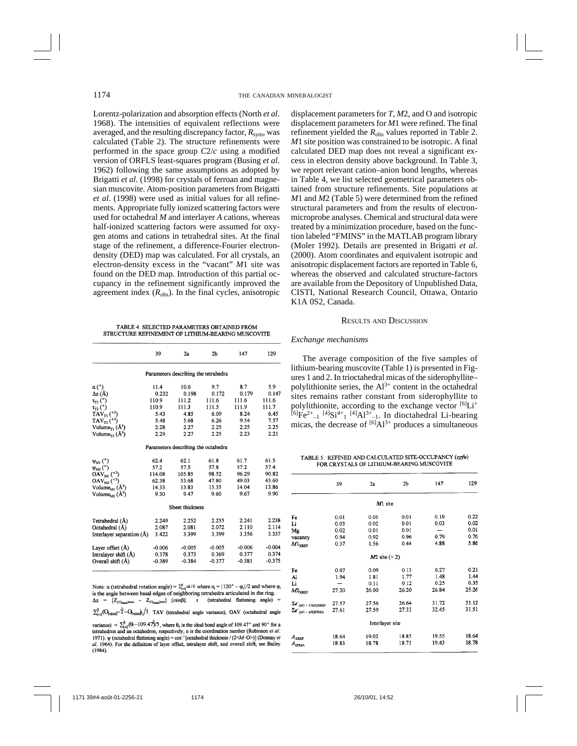Lorentz-polarization and absorption effects (North *et al*. 1968). The intensities of equivalent reflections were averaged, and the resulting discrepancy factor, $R_{sym}$, was calculated (Table 2). The structure refinements were performed in the space group $C2/c$ using a modified version of ORFLS least-squares program (Busing *et al*. 1962) following the same assumptions as adopted by Brigatti *et al*. (1998) for crystals of ferroan and magnesian muscovite. Atom-position parameters from Brigatti *et al*. (1998) were used as initial values for all refinements. Appropriate fully ionized scattering factors were used for octahedral *M* and interlayer *A* cations, whereas half-ionized scattering factors were assumed for oxygen atoms and cations in tetrahedral sites. At the final stage of the refinement, a difference-Fourier electron-density (DED) map was calculated. For all crystals, an electron-density excess in the "vacant" *M*1 site was found on the DED map. Introduction of this partial occupancy in the refinement significantly improved the agreement index ($R_{obs}$). In the final cycles, anisotropic displacement parameters for *T*, *M*2, and O and isotropic displacement parameters for *M*1 were refined. The final refinement yielded the $R_{obs}$ values reported in Table 2. *M*1 site position was constrained to be isotropic. A final calculated DED map does not reveal a significant excess in electron density above background. In Table 3, we report relevant cation–anion bond lengths, whereas in Table 4, we list selected geometrical parameters obtained from structure refinements. Site populations at *M*1 and *M*2 (Table 5) were determined from the refined structural parameters and from the results of electron-microprobe analyses. Chemical and structural data were treated by a minimization procedure, based on the function labeled "FMINS" in the MATLAB program library (Moler 1992). Details are presented in Brigatti *et al*. (2000). Atom coordinates and equivalent isotropic and anisotropic displacement factors are reported in Table 6, whereas the observed and calculated structure-factors are available from the Depository of Unpublished Data, CISTI, National Research Council, Ottawa, Ontario K1A 0S2, Canada.

TABLE 4. SELECTED PARAMETERS OBTAINED FROM STRUCTURE REFINEMENT OF LITHIUM-BEARING MUSCOVITE

| | 39 | 2a | 2b | 147 | 129 |
|---|---|---|---|---|---|
| | | Parameters describing the tetrahedra | | | |
| α (°) | 11.4 | 10.6 | 9.7 | 8.7 | 5.9 |
| Δz (Å) | 0.232 | 0.198 | 0.172 | 0.179 | 0.147 |
| $\tau_{T1}$ (°) | 110.9 | 111.2 | 111.6 | 111.6 | 111.6 |
| $\tau_{T2}$ (°) | 110.9 | 111.3 | 111.5 | 111.9 | 111.7 |
| $TAV_{T1}$ (°²) | 5.43 | 4.85 | 6.09 | 8.24 | 6.45 |
| $TAV_{T2}$ (°²) | 5.48 | 5.68 | 6.26 | 9.54 | 7.57 |
| $Volume_{T1}$ (Å³) | 2.28 | 2.27 | 2.25 | 2.25 | 2.25 |
| $Volume_{T2}$ (Å³) | 2.29 | 2.27 | 2.25 | 2.23 | 2.21 |
| | | Parameters describing the octahedra | | | |
| $\psi_{M1}$ (°) | 62.4 | 62.1 | 61.8 | 61.7 | 61.5 |
| $\psi_{M2}$ (°) | 57.2 | 57.5 | 57.8 | 57.2 | 57.4 |
| $OAV_{M1}$ (°²) | 114.08 | 105.85 | 98.52 | 96.29 | 90.82 |
| $OAV_{M2}$ (°²) | 62.38 | 53.68 | 47.80 | 49.03 | 43.60 |
| $Volume_{M1}$ (Å³) | 14.33 | 13.83 | 13.35 | 14.04 | 13.86 |
| $Volume_{M2}$ (Å³) | 9.30 | 9.47 | 9.60 | 9.67 | 9.90 |
| | | Sheet thickness | | | |
| Tetrahedral (Å) | 2.249 | 2.252 | 2.255 | 2.241 | 2.238 |
| Octahedral (Å) | 2.087 | 2.081 | 2.072 | 2.110 | 2.114 |
| Interlayer separation (Å) | 3.422 | 3.399 | 3.399 | 3.356 | 3.337 |
| Layer offset (Å) | -0.006 | -0.005 | -0.005 | -0.006 | -0.004 |
| Intralayer shift (Å) | 0.378 | 0.373 | 0.369 | 0.377 | 0.374 |
| Overall shift (Å) | -0.389 | -0.384 | -0.377 | -0.381 | -0.375 |

Note: α (tetrahedral rotation angle) = $\sum_{i=1}^{6} \alpha_i/6$ where $\alpha_i = |120° - \varphi_i|/2$ and where $\varphi_i$ is the angle between basal edges of neighboring tetrahedra articulated in the ring. $\Delta z = [Z_{(O_{basal})max} - Z_{(O_{basal})min}]$ [c sinβ]. τ (tetrahedral flattening angle) = $\sum_{i=1}^{3}(O_{basal}\hat{-T}-O_{basal})_i/3$. TAV (tetrahedral angle variance), OAV (octahedral angle variance) = $\sum_{i=1}^{n}(\theta_i-109.47)^2/5$, where $\theta_0$ is the ideal bond angle of 109.47° and 90° for a tetrahedron and an octahedron, respectively; n is the coordination number (Robinson *et al*. 1971). ψ (octahedral flattening angle) = $\cos^{-1}$ [octahedral thickness / (2<M–O>)] (Donnay *et al*. 1964). For the definition of layer offset, intralayer shift, and overall shift, see Bailey (1984).

## RESULTS AND DISCUSSION

### *Exchange mechanisms*

The average composition of the five samples of lithium-bearing muscovite (Table 1) is presented in Figures 1 and 2. In trioctahedral micas of the siderophyllite–polylithionite series, the $Al^{3+}$ content in the octahedral sites remains rather constant from siderophyllite to polylithionite, according to the exchange vector $^{[6]}Li^{+}$ $^{[6]}Fe^{2+}_{-1}$ $^{[4]}Si^{4+}_{1}$ $^{[4]}Al^{3+}_{-1}$. In dioctahedral Li-bearing micas, the decrease of $^{[6]}Al^{3+}$ produces a simultaneous

TABLE 5. REFINED AND CALCULATED SITE-OCCUPANCY (*epfu*) FOR CRYSTALS OF LITHIUM-BEARING MUSCOVITE

| | 39 | 2a | 2b | 147 | 129 |
|---|---|---|---|---|---|
| | | *M*1 site | | | |
| Fe | 0.01 | 0.05 | 0.01 | 0.19 | 0.22 |
| Li | 0.03 | 0.02 | 0.01 | 0.03 | 0.02 |
| Mg | 0.02 | 0.01 | 0.01 | — | 0.01 |
| vacancy | 0.94 | 0.92 | 0.96 | 0.79 | 0.76 |
| $M1_{XREF}$ | 0.37 | 1.56 | 0.44 | 4.88 | 5.86 |
| | | *M*2 site (× 2) | | | |
| Fe | 0.07 | 0.09 | 0.13 | 0.27 | 0.21 |
| Al | 1.94 | 1.81 | 1.77 | 1.48 | 1.44 |
| Li | — | 0.11 | 0.12 | 0.25 | 0.35 |
| $M2_{XREF}$ | 27.20 | 26.00 | 26.20 | 26.84 | 25.26 |
| $\Sigma e^{-}_{(M1+2^*M2)XREF}$ | 27.57 | 27.56 | 26.64 | 31.72 | 31.12 |
| $\Sigma e^{-}_{(M1+M2)EPMA}$ | 27.61 | 27.59 | 27.33 | 32.45 | 31.51 |
| | | Interlayer site | | | |
| $A_{XREF}$ | 18.64 | 19.02 | 18.85 | 19.55 | 18.64 |
| $A_{EPMA}$ | 18.83 | 18.78 | 18.71 | 19.43 | 18.78 |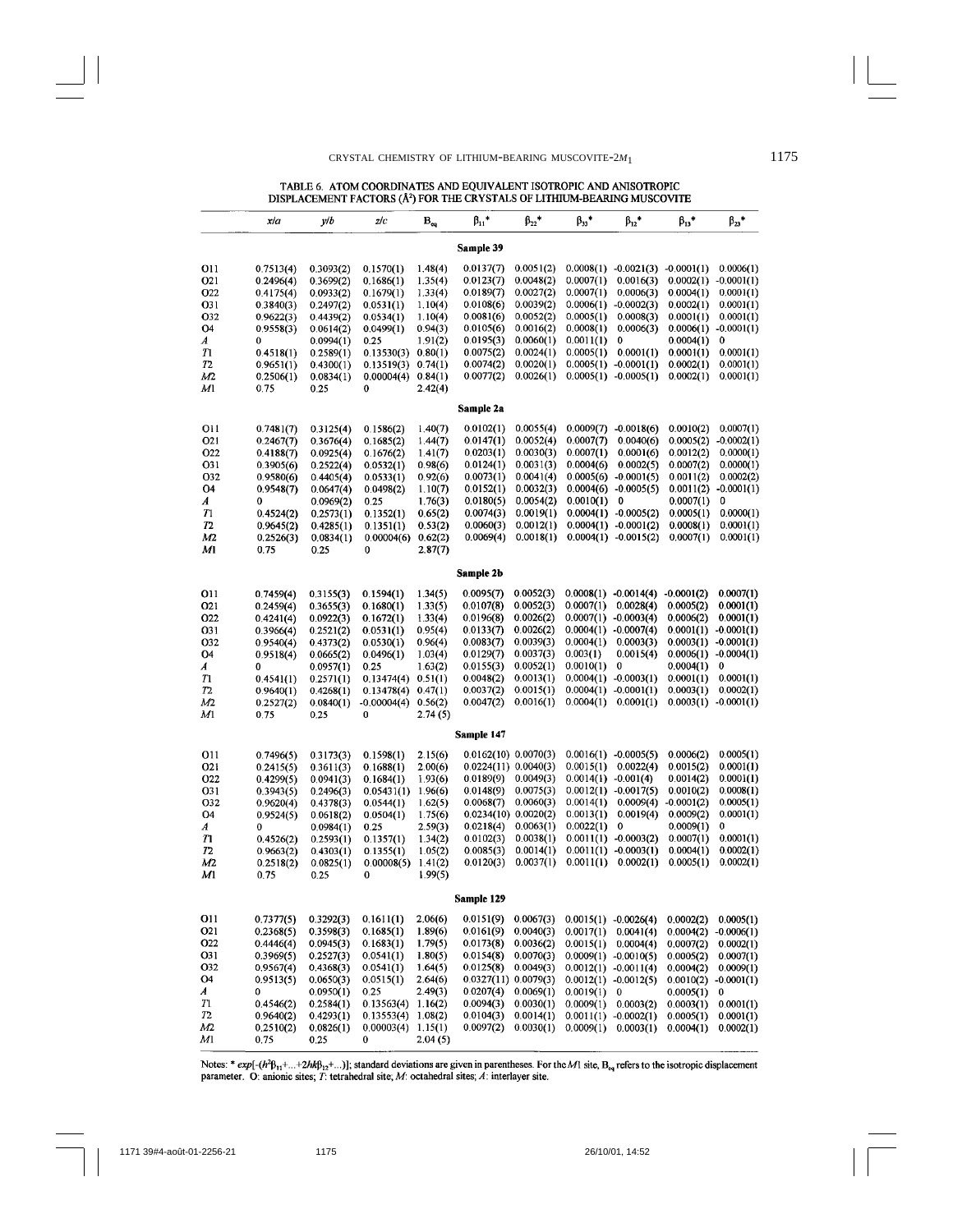TABLE 6. ATOM COORDINATES AND EQUIVALENT ISOTROPIC AND ANISOTROPIC DISPLACEMENT FACTORS (Å²) FOR THE CRYSTALS OF LITHIUM-BEARING MUSCOVITE

| | x/a | y/b | z/c | $B_{eq}$ | $\beta_{11}$* | $\beta_{22}$* | $\beta_{33}$* | $\beta_{12}$* | $\beta_{13}$* | $\beta_{23}$* |
|---|---|---|---|---|---|---|---|---|---|---|
| **Sample 39** | | | | | | | | | | |
| O11 | 0.7513(4) | 0.3093(2) | 0.1570(1) | 1.48(4) | 0.0137(7) | 0.0051(2) | 0.0008(1) | -0.0021(3) | -0.0001(1) | 0.0006(1) |
| O21 | 0.2496(4) | 0.3699(2) | 0.1686(1) | 1.35(4) | 0.0123(7) | 0.0048(2) | 0.0007(1) | 0.0016(3) | 0.0002(1) | -0.0001(1) |
| O22 | 0.4175(4) | 0.0933(2) | 0.1679(1) | 1.33(4) | 0.0189(7) | 0.0027(2) | 0.0007(1) | 0.0006(3) | 0.0004(1) | 0.0001(1) |
| O31 | 0.3840(3) | 0.2497(2) | 0.0531(1) | 1.10(4) | 0.0108(6) | 0.0039(2) | 0.0006(1) | -0.0002(3) | 0.0002(1) | 0.0001(1) |
| O32 | 0.9622(3) | 0.4439(2) | 0.0534(1) | 1.10(4) | 0.0081(6) | 0.0052(2) | 0.0005(1) | 0.0008(3) | 0.0001(1) | 0.0001(1) |
| O4 | 0.9558(3) | 0.0614(2) | 0.0499(1) | 0.94(3) | 0.0105(6) | 0.0016(2) | 0.0008(1) | 0.0006(3) | 0.0006(1) | -0.0001(1) |
| A | 0 | 0.0994(1) | 0.25 | 1.91(2) | 0.0195(3) | 0.0060(1) | 0.0011(1) | 0 | 0.0004(1) | 0 |
| T1 | 0.4518(1) | 0.2589(1) | 0.13530(3) | 0.80(1) | 0.0075(2) | 0.0024(1) | 0.0005(1) | 0.0001(1) | 0.0001(1) | 0.0001(1) |
| T2 | 0.9651(1) | 0.4300(1) | 0.13519(3) | 0.74(1) | 0.0074(2) | 0.0020(1) | 0.0005(1) | -0.0001(1) | 0.0002(1) | 0.0001(1) |
| M2 | 0.2506(1) | 0.0834(1) | 0.00004(4) | 0.84(1) | 0.0077(2) | 0.0026(1) | 0.0005(1) | -0.0005(1) | 0.0002(1) | 0.0001(1) |
| M1 | 0.75 | 0.25 | 0 | 2.42(4) | | | | | | |
| **Sample 2a** | | | | | | | | | | |
| O11 | 0.7481(7) | 0.3125(4) | 0.1586(2) | 1.40(7) | 0.0102(1) | 0.0055(4) | 0.0009(7) | -0.0018(6) | 0.0010(2) | 0.0007(1) |
| O21 | 0.2467(7) | 0.3676(4) | 0.1685(2) | 1.44(7) | 0.0147(1) | 0.0052(4) | 0.0007(7) | 0.0040(6) | 0.0005(2) | -0.0002(1) |
| O22 | 0.4188(7) | 0.0925(4) | 0.1676(2) | 1.41(7) | 0.0203(1) | 0.0030(3) | 0.0007(1) | 0.0001(6) | 0.0012(2) | 0.0000(1) |
| O31 | 0.3905(6) | 0.2522(4) | 0.0532(1) | 0.98(6) | 0.0124(1) | 0.0031(3) | 0.0004(6) | 0.0002(5) | 0.0007(2) | 0.0000(1) |
| O32 | 0.9580(6) | 0.4405(4) | 0.0533(1) | 0.92(6) | 0.0073(1) | 0.0041(4) | 0.0005(6) | -0.0001(5) | 0.0011(2) | 0.0002(2) |
| O4 | 0.9548(7) | 0.0647(4) | 0.0498(2) | 1.10(7) | 0.0152(1) | 0.0032(3) | 0.0004(6) | -0.0005(5) | 0.0011(2) | -0.0001(1) |
| A | 0 | 0.0969(2) | 0.25 | 1.76(3) | 0.0180(5) | 0.0054(2) | 0.0010(1) | 0 | 0.0007(1) | 0 |
| T1 | 0.4524(2) | 0.2573(1) | 0.1352(1) | 0.65(2) | 0.0074(3) | 0.0019(1) | 0.0004(1) | -0.0005(2) | 0.0005(1) | 0.0000(1) |
| T2 | 0.9645(2) | 0.4285(1) | 0.1351(1) | 0.53(2) | 0.0060(3) | 0.0012(1) | 0.0004(1) | -0.0001(2) | 0.0008(1) | 0.0001(1) |
| M2 | 0.2526(3) | 0.0834(1) | 0.00004(6) | 0.62(2) | 0.0069(4) | 0.0018(1) | 0.0004(1) | -0.0015(2) | 0.0007(1) | 0.0001(1) |
| M1 | 0.75 | 0.25 | 0 | 2.87(7) | | | | | | |
| **Sample 2b** | | | | | | | | | | |
| O11 | 0.7459(4) | 0.3155(3) | 0.1594(1) | 1.34(5) | 0.0095(7) | 0.0052(3) | 0.0008(1) | -0.0014(4) | -0.0001(2) | 0.0007(1) |
| O21 | 0.2459(4) | 0.3655(3) | 0.1680(1) | 1.33(5) | 0.0107(8) | 0.0052(3) | 0.0007(1) | 0.0028(4) | 0.0005(2) | 0.0001(1) |
| O22 | 0.4241(4) | 0.0922(3) | 0.1672(1) | 1.33(4) | 0.0196(8) | 0.0026(2) | 0.0007(1) | -0.0003(4) | 0.0006(2) | 0.0001(1) |
| O31 | 0.3966(4) | 0.2521(2) | 0.0531(1) | 0.95(4) | 0.0133(7) | 0.0026(2) | 0.0004(1) | -0.0007(4) | 0.0001(1) | -0.0001(1) |
| O32 | 0.9540(4) | 0.4373(2) | 0.0530(1) | 0.96(4) | 0.0083(7) | 0.0039(3) | 0.0004(1) | 0.0003(3) | 0.0003(1) | -0.0001(1) |
| O4 | 0.9518(4) | 0.0665(2) | 0.0496(1) | 1.03(4) | 0.0129(7) | 0.0037(3) | 0.003(1) | 0.0015(4) | 0.0006(1) | -0.0004(1) |
| A | 0 | 0.0957(1) | 0.25 | 1.63(2) | 0.0155(3) | 0.0052(1) | 0.0010(1) | 0 | 0.0004(1) | 0 |
| T1 | 0.4541(1) | 0.2571(1) | 0.13474(4) | 0.51(1) | 0.0048(2) | 0.0013(1) | 0.0004(1) | -0.0003(1) | 0.0001(1) | 0.0001(1) |
| T2 | 0.9640(1) | 0.4268(1) | 0.13478(4) | 0.47(1) | 0.0037(2) | 0.0015(1) | 0.0004(1) | -0.0001(1) | 0.0003(1) | 0.0002(1) |
| M2 | 0.2527(2) | 0.0840(1) | -0.00004(4) | 0.56(2) | 0.0047(2) | 0.0016(1) | 0.0004(1) | 0.0001(1) | 0.0003(1) | -0.0001(1) |
| M1 | 0.75 | 0.25 | 0 | 2.74(5) | | | | | | |
| **Sample 147** | | | | | | | | | | |
| O11 | 0.7496(5) | 0.3173(3) | 0.1598(1) | 2.15(6) | 0.0162(10) | 0.0070(3) | 0.0016(1) | -0.0005(5) | 0.0006(2) | 0.0005(1) |
| O21 | 0.2415(5) | 0.3611(3) | 0.1688(1) | 2.00(6) | 0.0224(11) | 0.0040(3) | 0.0015(1) | 0.0022(4) | 0.0015(2) | 0.0001(1) |
| O22 | 0.4299(5) | 0.0941(3) | 0.1684(1) | 1.93(6) | 0.0189(9) | 0.0049(3) | 0.0014(1) | -0.001(4) | 0.0014(2) | 0.0001(1) |
| O31 | 0.3943(5) | 0.2496(3) | 0.05431(1) | 1.96(6) | 0.0148(9) | 0.0075(3) | 0.0012(1) | -0.0017(5) | 0.0010(2) | 0.0008(1) |
| O32 | 0.9620(4) | 0.4378(3) | 0.0544(1) | 1.62(5) | 0.0068(7) | 0.0060(3) | 0.0014(1) | 0.0009(4) | -0.0001(2) | 0.0005(1) |
| O4 | 0.9524(5) | 0.0618(2) | 0.0504(1) | 1.75(6) | 0.0234(10) | 0.0020(2) | 0.0013(1) | 0.0019(4) | 0.0009(2) | 0.0001(1) |
| A | 0 | 0.0984(1) | 0.25 | 2.59(3) | 0.0218(4) | 0.0063(1) | 0.0022(1) | 0 | 0.0009(1) | 0 |
| T1 | 0.4526(2) | 0.2593(1) | 0.1357(1) | 1.34(2) | 0.0102(3) | 0.0038(1) | 0.0011(1) | -0.0003(2) | 0.0007(1) | 0.0001(1) |
| T2 | 0.9663(2) | 0.4303(1) | 0.1355(1) | 1.05(2) | 0.0085(3) | 0.0014(1) | 0.0011(1) | -0.0003(1) | 0.0004(1) | 0.0002(1) |
| M2 | 0.2518(2) | 0.0825(1) | 0.00008(5) | 1.41(2) | 0.0120(3) | 0.0037(1) | 0.0011(1) | 0.0002(1) | 0.0005(1) | 0.0002(1) |
| M1 | 0.75 | 0.25 | 0 | 1.99(5) | | | | | | |
| **Sample 129** | | | | | | | | | | |
| O11 | 0.7377(5) | 0.3292(3) | 0.1611(1) | 2.06(6) | 0.0151(9) | 0.0067(3) | 0.0015(1) | -0.0026(4) | 0.0002(2) | 0.0005(1) |
| O21 | 0.2368(5) | 0.3598(3) | 0.1685(1) | 1.89(6) | 0.0161(9) | 0.0040(3) | 0.0017(1) | 0.0041(4) | 0.0004(2) | -0.0006(1) |
| O22 | 0.4446(4) | 0.0945(3) | 0.1683(1) | 1.79(5) | 0.0173(8) | 0.0036(2) | 0.0015(1) | 0.0004(4) | 0.0007(2) | 0.0002(1) |
| O31 | 0.3969(5) | 0.2527(3) | 0.0541(1) | 1.80(5) | 0.0154(8) | 0.0070(3) | 0.0009(1) | -0.0010(5) | 0.0005(2) | 0.0007(1) |
| O32 | 0.9567(4) | 0.4368(3) | 0.0541(1) | 1.64(5) | 0.0125(8) | 0.0049(3) | 0.0012(1) | -0.0011(4) | 0.0004(2) | 0.0009(1) |
| O4 | 0.9513(5) | 0.0650(3) | 0.0515(1) | 2.64(6) | 0.0327(11) | 0.0079(3) | 0.0012(1) | -0.0012(5) | 0.0010(2) | -0.0001(1) |
| A | 0 | 0.0950(1) | 0.25 | 2.49(3) | 0.0207(4) | 0.0069(1) | 0.0019(1) | 0 | 0.0005(1) | 0 |
| T1 | 0.4546(2) | 0.2584(1) | 0.13563(4) | 1.16(2) | 0.0094(3) | 0.0030(1) | 0.0009(1) | 0.0003(2) | 0.0003(1) | 0.0001(1) |
| T2 | 0.9640(2) | 0.4293(1) | 0.13553(4) | 1.08(2) | 0.0104(3) | 0.0014(1) | 0.0011(1) | -0.0002(1) | 0.0005(1) | 0.0001(1) |
| M2 | 0.2510(2) | 0.0826(1) | 0.00003(4) | 1.15(1) | 0.0097(2) | 0.0030(1) | 0.0009(1) | 0.0003(1) | 0.0004(1) | 0.0002(1) |
| M1 | 0.75 | 0.25 | 0 | 2.04(5) | | | | | | |

Notes: * $exp[-(h^2\beta_{11}+...+2hk\beta_{12}+...)]$; standard deviations are given in parentheses. For the M1 site, $B_{eq}$ refers to the isotropic displacement parameter. O: anionic sites; T: tetrahedral site; M: octahedral sites; A: interlayer site.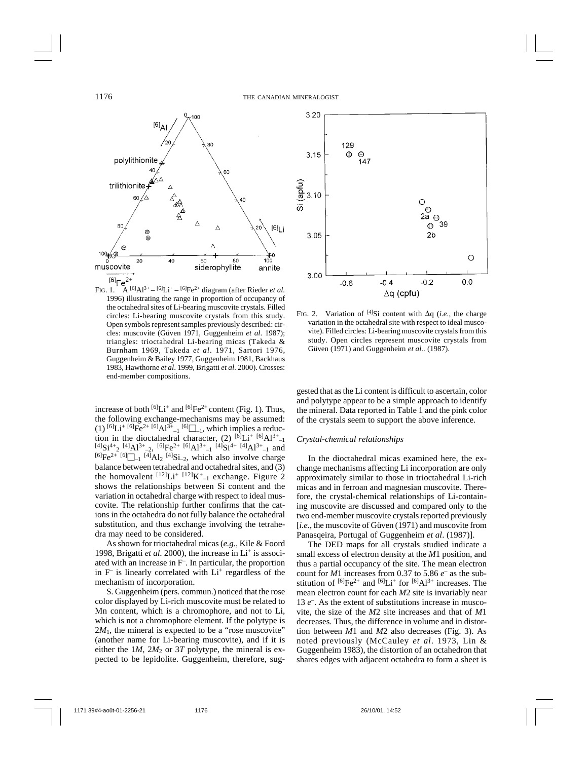$^{[6]}Al$

polylithionite

trilithionite

$^{[6]}Li$

muscovite

siderophyllite

annite

$^{[6]}Fe^{2+}$

0, 20, 40, 60, 80, 100

FIG. 1. A $^{[6]}Al^{3+}$ – $^{[6]}Li^{+}$ – $^{[6]}Fe^{2+}$ diagram (after Rieder *et al.* 1996) illustrating the range in proportion of occupancy of the octahedral sites of Li-bearing muscovite crystals. Filled circles: Li-bearing muscovite crystals from this study. Open symbols represent samples previously described: circles: muscovite (Güven 1971, Guggenheim *et al.* 1987); triangles: trioctahedral Li-bearing micas (Takeda & Burnham 1969, Takeda *et al.* 1971, Sartori 1976, Guggenheim & Bailey 1977, Guggenheim 1981, Backhaus 1983, Hawthorne *et al.* 1999, Brigatti *et al.* 2000). Crosses: end-member compositions.

Si (apfu)

3.20, 3.15, 3.10, 3.05, 3.00

129, 147, 2a, 39, 2b

-0.6, -0.4, -0.2, 0.0

Δq (cpfu)

FIG. 2. Variation of $^{[4]}Si$ content with Δq (*i.e.*, the charge variation in the octahedral site with respect to ideal muscovite). Filled circles: Li-bearing muscovite crystals from this study. Open circles represent muscovite crystals from Güven (1971) and Guggenheim *et al.*. (1987).

increase of both $^{[6]}Li^{+}$ and $^{[6]}Fe^{2+}$ content (Fig. 1). Thus, the following exchange-mechanisms may be assumed: (1) $^{[6]}Li^{+}$ $^{[6]}Fe^{2+}$ $^{[6]}Al^{3+}_{-1}$ $^{[6]}\square_{-1}$, which implies a reduction in the dioctahedral character, (2) $^{[6]}Li^{+}$ $^{[6]}Al^{3+}_{-1}$ $^{[4]}Si^{4+}_{2}$ $^{[4]}Al^{3+}_{-2}$, $^{[6]}Fe^{2+}$ $^{[6]}Al^{3+}_{-1}$ $^{[4]}Si^{4+}$ $^{[4]}Al^{3+}_{-1}$ and $^{[6]}Fe^{2+}$ $^{[6]}\square_{-1}$ $^{[4]}Al_{2}$ $^{[4]}Si_{-2}$, which also involve charge balance between tetrahedral and octahedral sites, and (3) the homovalent $^{[12]}Li^{+}$ $^{[12]}K^{+}_{-1}$ exchange. Figure 2 shows the relationships between Si content and the variation in octahedral charge with respect to ideal muscovite. The relationship further confirms that the cations in the octahedra do not fully balance the octahedral substitution, and thus exchange involving the tetrahedra may need to be considered.

As shown for trioctahedral micas (*e.g.*, Kile & Foord 1998, Brigatti *et al.* 2000), the increase in $Li^{+}$ is associated with an increase in $F^{-}$. In particular, the proportion in $F^{-}$ is linearly correlated with $Li^{+}$ regardless of the mechanism of incorporation.

S. Guggenheim (pers. commun.) noticed that the rose color displayed by Li-rich muscovite must be related to Mn content, which is a chromophore, and not to Li, which is not a chromophore element. If the polytype is $2M_1$, the mineral is expected to be a "rose muscovite" (another name for Li-bearing muscovite), and if it is either the $1M$, $2M_2$ or $3T$ polytype, the mineral is expected to be lepidolite. Guggenheim, therefore, suggested that as the Li content is difficult to ascertain, color and polytype appear to be a simple approach to identify the mineral. Data reported in Table 1 and the pink color of the crystals seem to support the above inference.

### *Crystal-chemical relationships*

In the dioctahedral micas examined here, the exchange mechanisms affecting Li incorporation are only approximately similar to those in trioctahedral Li-rich micas and in ferroan and magnesian muscovite. Therefore, the crystal-chemical relationships of Li-containing muscovite are discussed and compared only to the two end-member muscovite crystals reported previously [*i.e.*, the muscovite of Güven (1971) and muscovite from Panasqeira, Portugal of Guggenheim *et al.* (1987)].

The DED maps for all crystals studied indicate a small excess of electron density at the *M*1 position, and thus a partial occupancy of the site. The mean electron count for *M*1 increases from 0.37 to 5.86 $e^{-}$ as the substitution of $^{[6]}Fe^{2+}$ and $^{[6]}Li^{+}$ for $^{[6]}Al^{3+}$ increases. The mean electron count for each *M*2 site is invariably near 13 $e^{-}$. As the extent of substitutions increase in muscovite, the size of the *M*2 site increases and that of *M*1 decreases. Thus, the difference in volume and in distortion between *M*1 and *M*2 also decreases (Fig. 3). As noted previously (McCauley *et al.* 1973, Lin & Guggenheim 1983), the distortion of an octahedron that shares edges with adjacent octahedra to form a sheet is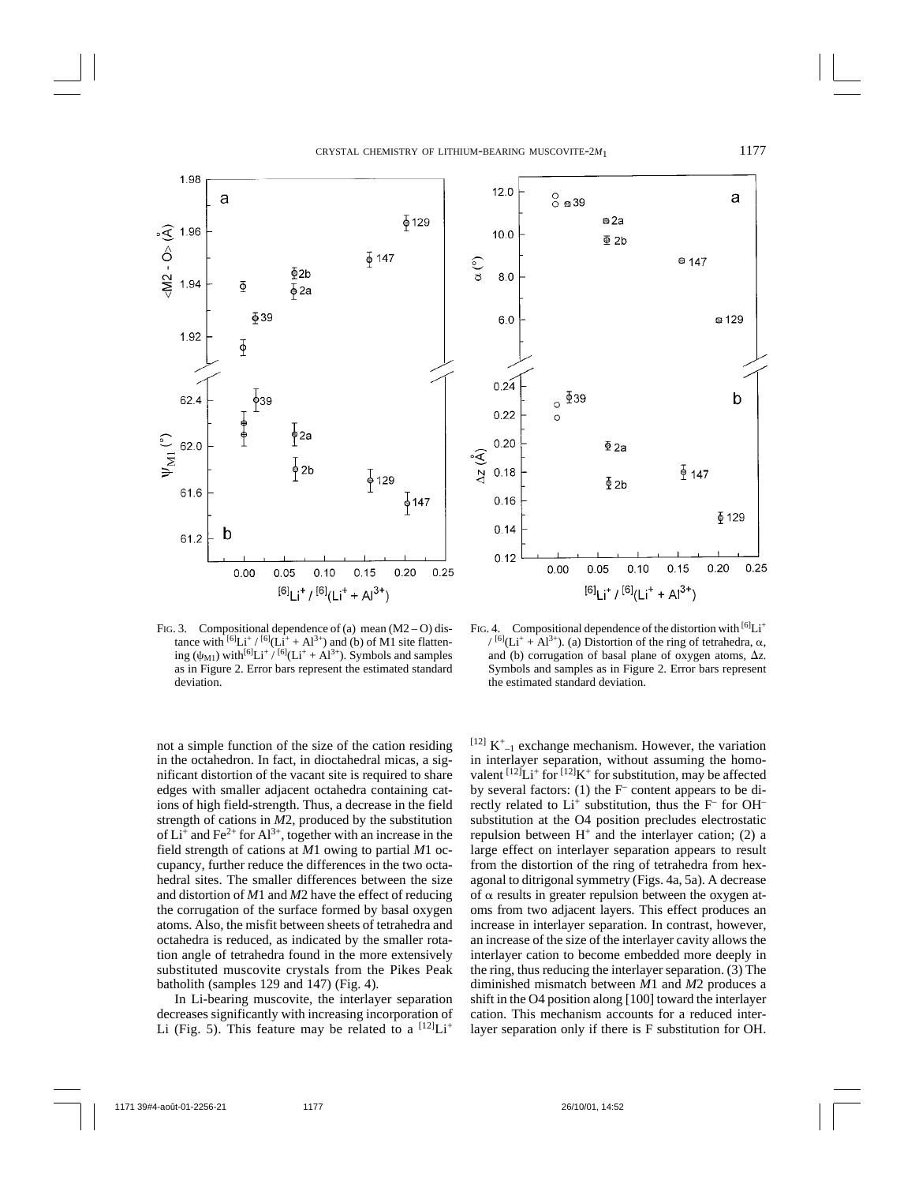a

1.98

1.96

1.94

1.92

$<M2 - O>$ (Å)

129

147

2b

2a

39

62.4

62.0

61.6

61.2

$\Psi_{M1}$ (°)

39

2a

2b

129

147

b

0.00 0.05 0.10 0.15 0.20 0.25

$^{[6]}Li^+ / ^{[6]}(Li^+ + Al^{3+})$

FIG. 3. Compositional dependence of (a) mean (M2 – O) distance with $^{[6]}Li^+ / ^{[6]}(Li^+ + Al^{3+})$ and (b) of M1 site flattening ($\psi_{M1}$) with $^{[6]}Li^+ / ^{[6]}(Li^+ + Al^{3+})$. Symbols and samples as in Figure 2. Error bars represent the estimated standard deviation.

a

12.0

10.0

8.0

6.0

$\alpha$ (°)

39

2a

2b

147

129

0.24

0.22

0.20

0.18

0.16

0.14

0.12

$\Delta z$ (Å)

39

2a

2b

147

129

b

0.00 0.05 0.10 0.15 0.20 0.25

$^{[6]}Li^+ / ^{[6]}(Li^+ + Al^{3+})$

FIG. 4. Compositional dependence of the distortion with $^{[6]}Li^+ / ^{[6]}(Li^+ + Al^{3+})$. (a) Distortion of the ring of tetrahedra, $\alpha$, and (b) corrugation of basal plane of oxygen atoms, $\Delta z$. Symbols and samples as in Figure 2. Error bars represent the estimated standard deviation.

not a simple function of the size of the cation residing in the octahedron. In fact, in dioctahedral micas, a significant distortion of the vacant site is required to share edges with smaller adjacent octahedra containing cations of high field-strength. Thus, a decrease in the field strength of cations in *M*2, produced by the substitution of $Li^+$ and $Fe^{2+}$ for $Al^{3+}$, together with an increase in the field strength of cations at *M*1 owing to partial *M*1 occupancy, further reduce the differences in the two octahedral sites. The smaller differences between the size and distortion of *M*1 and *M*2 have the effect of reducing the corrugation of the surface formed by basal oxygen atoms. Also, the misfit between sheets of tetrahedra and octahedra is reduced, as indicated by the smaller rotation angle of tetrahedra found in the more extensively substituted muscovite crystals from the Pikes Peak batholith (samples 129 and 147) (Fig. 4).

In Li-bearing muscovite, the interlayer separation decreases significantly with increasing incorporation of Li (Fig. 5). This feature may be related to a $^{[12]}Li^+$ $^{[12]}K^+_{-1}$ exchange mechanism. However, the variation in interlayer separation, without assuming the homovalent $^{[12]}Li^+$ for $^{[12]}K^+$ for substitution, may be affected by several factors: (1) the $F^-$ content appears to be directly related to $Li^+$ substitution, thus the $F^-$ for $OH^-$ substitution at the O4 position precludes electrostatic repulsion between $H^+$ and the interlayer cation; (2) a large effect on interlayer separation appears to result from the distortion of the ring of tetrahedra from hexagonal to ditrigonal symmetry (Figs. 4a, 5a). A decrease of $\alpha$ results in greater repulsion between the oxygen atoms from two adjacent layers. This effect produces an increase in interlayer separation. In contrast, however, an increase of the size of the interlayer cavity allows the interlayer cation to become embedded more deeply in the ring, thus reducing the interlayer separation. (3) The diminished mismatch between *M*1 and *M*2 produces a shift in the O4 position along [100] toward the interlayer cation. This mechanism accounts for a reduced interlayer separation only if there is F substitution for OH.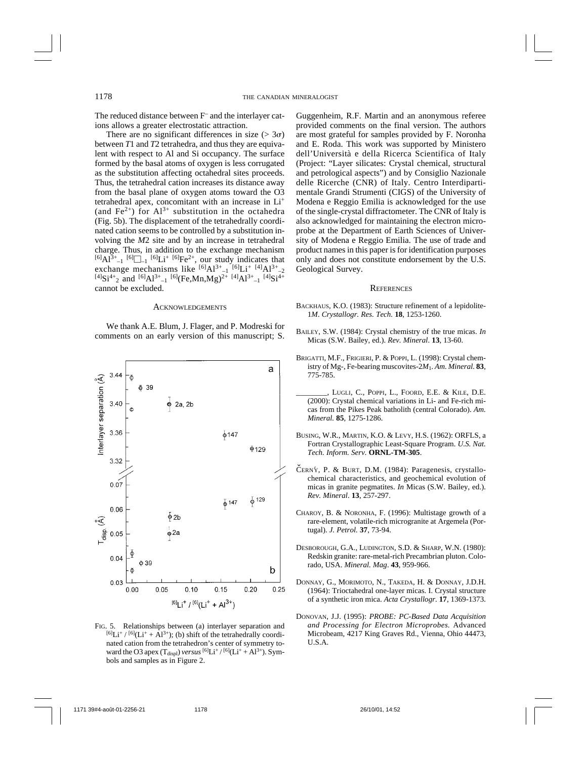The reduced distance between $F^-$ and the interlayer cations allows a greater electrostatic attraction.

There are no significant differences in size ($> 3\sigma$) between *T*1 and *T*2 tetrahedra, and thus they are equivalent with respect to Al and Si occupancy. The surface formed by the basal atoms of oxygen is less corrugated as the substitution affecting octahedral sites proceeds. Thus, the tetrahedral cation increases its distance away from the basal plane of oxygen atoms toward the O3 tetrahedral apex, concomitant with an increase in $Li^+$ (and $Fe^{2+}$) for $Al^{3+}$ substitution in the octahedra (Fig. 5b). The displacement of the tetrahedrally coordinated cation seems to be controlled by a substitution involving the *M*2 site and by an increase in tetrahedral charge. Thus, in addition to the exchange mechanism ${}^{[6]}Al^{3+}_{-1}\ {}^{[6]}\square_{-1}\ {}^{[6]}Li^{+}\ {}^{[6]}Fe^{2+}$, our study indicates that exchange mechanisms like ${}^{[6]}Al^{3+}_{-1}\ {}^{[6]}Li^{+}\ {}^{[4]}Al^{3+}_{-2}\ {}^{[4]}Si^{4+}_{2}$ and ${}^{[6]}Al^{3+}_{-1}\ {}^{[6]}(Fe,Mn,Mg)^{2+}\ {}^{[4]}Al^{3+}_{-1}\ {}^{[4]}Si^{4+}$ cannot be excluded.

## Acknowledgements

We thank A.E. Blum, J. Flager, and P. Modreski for comments on an early version of this manuscript; S. Guggenheim, R.F. Martin and an anonymous referee provided comments on the final version. The authors are most grateful for samples provided by F. Noronha and E. Roda. This work was supported by Ministero dell'Università e della Ricerca Scientifica of Italy (Project: "Layer silicates: Crystal chemical, structural and petrological aspects") and by Consiglio Nazionale delle Ricerche (CNR) of Italy. Centro Interdipartimentale Grandi Strumenti (CIGS) of the University of Modena e Reggio Emilia is acknowledged for the use of the single-crystal diffractometer. The CNR of Italy is also acknowledged for maintaining the electron microprobe at the Department of Earth Sciences of University of Modena e Reggio Emilia. The use of trade and product names in this paper is for identification purposes only and does not constitute endorsement by the U.S. Geological Survey.

a

Interlayer separation (Å)

3.44
3.40
3.36
3.32

39
2a, 2b
147
129

b

$T_{disp.}$ (Å)

0.07
0.06
0.05
0.04
0.03

147
129
2b
2a
39

0.00 0.05 0.10 0.15 0.20 0.25

${}^{[6]}Li^+ / {}^{[6]}(Li^+ + Al^{3+})$

FIG. 5. Relationships between (a) interlayer separation and ${}^{[6]}Li^+ / {}^{[6]}(Li^+ + Al^{3+})$; (b) shift of the tetrahedrally coordinated cation from the tetrahedron's center of symmetry toward the O3 apex ($T_{displ}$) *versus* ${}^{[6]}Li^+ / {}^{[6]}(Li^+ + Al^{3+})$. Symbols and samples as in Figure 2.

## References

BACKHAUS, K.O. (1983): Structure refinement of a lepidolite-1*M*. *Crystallogr. Res. Tech.* **18**, 1253-1260.

BAILEY, S.W. (1984): Crystal chemistry of the true micas. *In* Micas (S.W. Bailey, ed.). *Rev. Mineral.* **13**, 13-60.

BRIGATTI, M.F., FRIGIERI, P. & POPPI, L. (1998): Crystal chemistry of Mg-, Fe-bearing muscovites-2$M_1$. *Am. Mineral.* **83**, 775-785.

________, LUGLI, C., POPPI, L., FOORD, E.E. & KILE, D.E. (2000): Crystal chemical variations in Li- and Fe-rich micas from the Pikes Peak batholith (central Colorado). *Am. Mineral.* **85**, 1275-1286.

BUSING, W.R., MARTIN, K.O. & LEVY, H.S. (1962): ORFLS, a Fortran Crystallographic Least-Square Program. *U.S. Nat. Tech. Inform. Serv.* **ORNL-TM-305**.

ČERNÝ, P. & BURT, D.M. (1984): Paragenesis, crystallochemical characteristics, and geochemical evolution of micas in granite pegmatites. *In* Micas (S.W. Bailey, ed.). *Rev. Mineral.* **13**, 257-297.

CHAROY, B. & NORONHA, F. (1996): Multistage growth of a rare-element, volatile-rich microgranite at Argemela (Portugal). *J. Petrol.* **37**, 73-94.

DESBOROUGH, G.A., LUDINGTON, S.D. & SHARP, W.N. (1980): Redskin granite: rare-metal-rich Precambrian pluton. Colorado, USA. *Mineral. Mag.* **43**, 959-966.

DONNAY, G., MORIMOTO, N., TAKEDA, H. & DONNAY, J.D.H. (1964): Trioctahedral one-layer micas. I. Crystal structure of a synthetic iron mica. *Acta Crystallogr.* **17**, 1369-1373.

DONOVAN, J.J. (1995): *PROBE: PC-Based Data Acquisition and Processing for Electron Microprobes.* Advanced Microbeam, 4217 King Graves Rd., Vienna, Ohio 44473, U.S.A.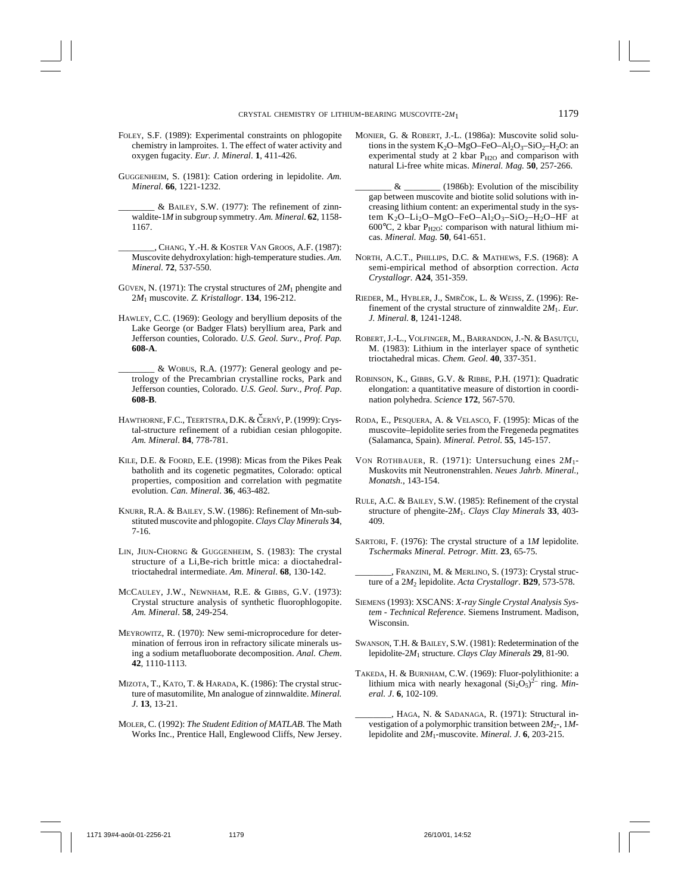Foley, S.F. (1989): Experimental constraints on phlogopite chemistry in lamproites. 1. The effect of water activity and oxygen fugacity. *Eur. J. Mineral.* **1**, 411-426.

Guggenheim, S. (1981): Cation ordering in lepidolite. *Am. Mineral.* **66**, 1221-1232.

________ & Bailey, S.W. (1977): The refinement of zinnwaldite-1*M* in subgroup symmetry. *Am. Mineral.* **62**, 1158-1167.

________, Chang, Y.-H. & Koster Van Groos, A.F. (1987): Muscovite dehydroxylation: high-temperature studies. *Am. Mineral.* **72**, 537-550.

Güven, N. (1971): The crystal structures of 2$M_1$ phengite and 2$M_1$ muscovite. *Z. Kristallogr.* **134**, 196-212.

Hawley, C.C. (1969): Geology and beryllium deposits of the Lake George (or Badger Flats) beryllium area, Park and Jefferson counties, Colorado. *U.S. Geol. Surv., Prof. Pap.* **608-A**.

________ & Wobus, R.A. (1977): General geology and petrology of the Precambrian crystalline rocks, Park and Jefferson counties, Colorado. *U.S. Geol. Surv., Prof. Pap.* **608-B**.

Hawthorne, F.C., Teertstra, D.K. & Černý, P. (1999): Crystal-structure refinement of a rubidian cesian phlogopite. *Am. Mineral.* **84**, 778-781.

Kile, D.E. & Foord, E.E. (1998): Micas from the Pikes Peak batholith and its cogenetic pegmatites, Colorado: optical properties, composition and correlation with pegmatite evolution. *Can. Mineral.* **36**, 463-482.

Knurr, R.A. & Bailey, S.W. (1986): Refinement of Mn-substituted muscovite and phlogopite. *Clays Clay Minerals* **34**, 7-16.

Lin, Jiun-Chorng & Guggenheim, S. (1983): The crystal structure of a Li,Be-rich brittle mica: a dioctahedral-trioctahedral intermediate. *Am. Mineral.* **68**, 130-142.

McCauley, J.W., Newnham, R.E. & Gibbs, G.V. (1973): Crystal structure analysis of synthetic fluorophlogopite. *Am. Mineral.* **58**, 249-254.

Meyrowitz, R. (1970): New semi-microprocedure for determination of ferrous iron in refractory silicate minerals using a sodium metafluoborate decomposition. *Anal. Chem.* **42**, 1110-1113.

Mizota, T., Kato, T. & Harada, K. (1986): The crystal structure of masutomilite, Mn analogue of zinnwaldite. *Mineral. J.* **13**, 13-21.

Moler, C. (1992): *The Student Edition of MATLAB*. The Math Works Inc., Prentice Hall, Englewood Cliffs, New Jersey.

Monier, G. & Robert, J.-L. (1986a): Muscovite solid solutions in the system $K_2O$–$MgO$–$FeO$–$Al_2O_3$–$SiO_2$–$H_2O$: an experimental study at 2 kbar $P_{H2O}$ and comparison with natural Li-free white micas. *Mineral. Mag.* **50**, 257-266.

________ & ________ (1986b): Evolution of the miscibility gap between muscovite and biotite solid solutions with increasing lithium content: an experimental study in the system $K_2O$–$Li_2O$–$MgO$–$FeO$–$Al_2O_3$–$SiO_2$–$H_2O$–$HF$ at 600°C, 2 kbar $P_{H2O}$: comparison with natural lithium micas. *Mineral. Mag.* **50**, 641-651.

North, A.C.T., Phillips, D.C. & Mathews, F.S. (1968): A semi-empirical method of absorption correction. *Acta Crystallogr.* **A24**, 351-359.

Rieder, M., Hybler, J., Smrčok, L. & Weiss, Z. (1996): Refinement of the crystal structure of zinnwaldite 2$M_1$. *Eur. J. Mineral.* **8**, 1241-1248.

Robert, J.-L., Volfinger, M., Barrandon, J.-N. & Basutçu, M. (1983): Lithium in the interlayer space of synthetic trioctahedral micas. *Chem. Geol.* **40**, 337-351.

Robinson, K., Gibbs, G.V. & Ribbe, P.H. (1971): Quadratic elongation: a quantitative measure of distortion in coordination polyhedra. *Science* **172**, 567-570.

Roda, E., Pesquera, A. & Velasco, F. (1995): Micas of the muscovite–lepidolite series from the Fregeneda pegmatites (Salamanca, Spain). *Mineral. Petrol.* **55**, 145-157.

Von Rothbauer, R. (1971): Untersuchung eines 2$M_1$-Muskovits mit Neutronenstrahlen. *Neues Jahrb. Mineral., Monatsh.*, 143-154.

Rule, A.C. & Bailey, S.W. (1985): Refinement of the crystal structure of phengite-2$M_1$. *Clays Clay Minerals* **33**, 403-409.

Sartori, F. (1976): The crystal structure of a 1*M* lepidolite. *Tschermaks Mineral. Petrogr. Mitt.* **23**, 65-75.

________, Franzini, M. & Merlino, S. (1973): Crystal structure of a 2$M_2$ lepidolite. *Acta Crystallogr.* **B29**, 573-578.

Siemens (1993): XSCANS: *X-ray Single Crystal Analysis System - Technical Reference*. Siemens Instrument. Madison, Wisconsin.

Swanson, T.H. & Bailey, S.W. (1981): Redetermination of the lepidolite-2$M_1$ structure. *Clays Clay Minerals* **29**, 81-90.

Takeda, H. & Burnham, C.W. (1969): Fluor-polylithionite: a lithium mica with nearly hexagonal $(Si_2O_5)^{2-}$ ring. *Mineral. J.* **6**, 102-109.

________, Haga, N. & Sadanaga, R. (1971): Structural investigation of a polymorphic transition between 2$M_2$-, 1*M*-lepidolite and 2$M_1$-muscovite. *Mineral. J.* **6**, 203-215.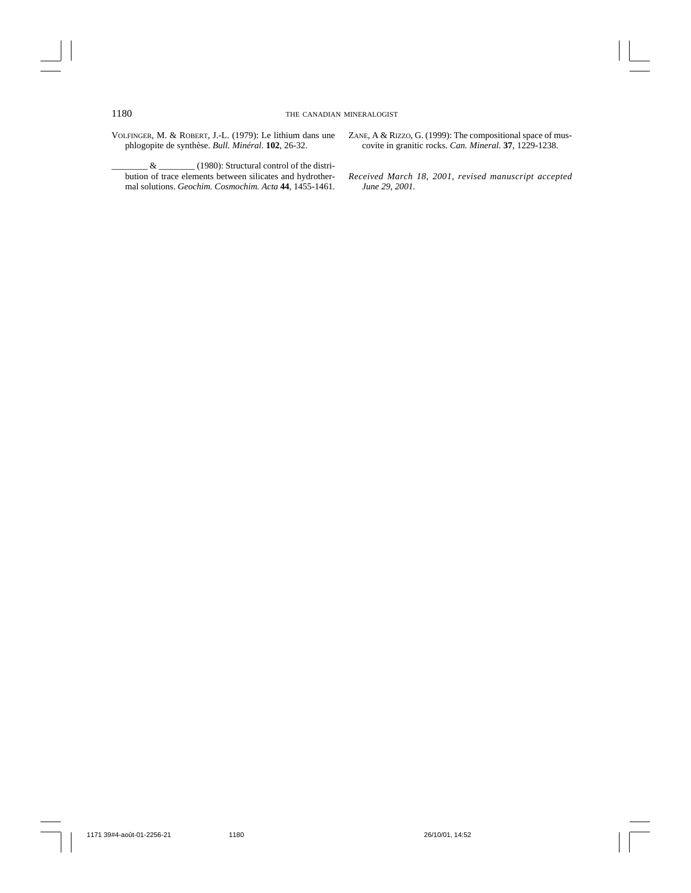VOLFINGER, M. & ROBERT, J.-L. (1979): Le lithium dans une phlogopite de synthèse. *Bull. Minéral.* **102**, 26-32.

________ & ________ (1980): Structural control of the distribution of trace elements between silicates and hydrothermal solutions. *Geochim. Cosmochim. Acta* **44**, 1455-1461.

ZANE, A & RIZZO, G. (1999): The compositional space of muscovite in granitic rocks. *Can. Mineral.* **37**, 1229-1238.

*Received March 18, 2001, revised manuscript accepted June 29, 2001.*